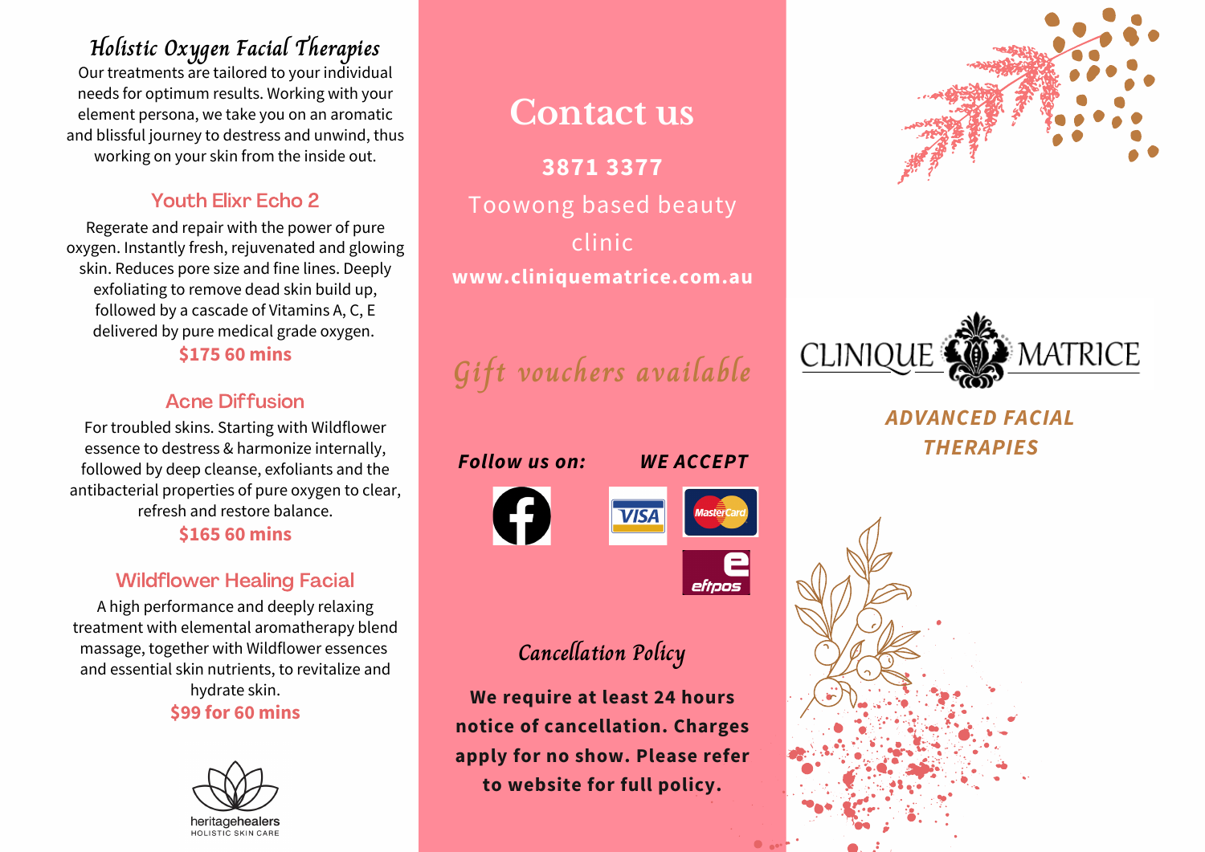# Holistic Oxygen Facial Therapies

Our treatments are tailored to your individual needs for optimum results. Working with your element persona, we take you on an aromatic and blissful journey to destress and unwind, thus working on your skin from the inside out.

## Youth Elixr Echo 2

Regerate and repair with the power of pure oxygen. Instantly fresh, rejuvenated and glowing skin. Reduces pore size and fine lines. Deeply exfoliating to remove dead skin build up, followed by a cascade of Vitamins A, C, E delivered by pure medical grade oxygen.

**$175 60 mins**

## Acne Diffusion

For troubled skins. Starting with Wildflower essence to destress & harmonize internally, followed by deep cleanse, exfoliants and the antibacterial properties of pure oxygen to clear, refresh and restore balance.

**$165 60 mins**

## Wildflower Healing Facial

A high performance and deeply relaxing treatment with elemental aromatherapy blend massage, together with Wildflower essences and essential skin nutrients, to revitalize and hydrate skin.

**$99 for 60 mins**

heritagehealers
HOLISTIC SKIN CARE

# Contact us

**3871 3377**

Toowong based beauty clinic

**www.cliniquematrice.com.au**

*Gift vouchers available*

***Follow us on:***

***WE ACCEPT***

VISA MasterCard eftpos

## Cancellation Policy

**We require at least 24 hours notice of cancellation. Charges apply for no show. Please refer to website for full policy.**

CLINIQUE MATRICE

***ADVANCED FACIAL THERAPIES***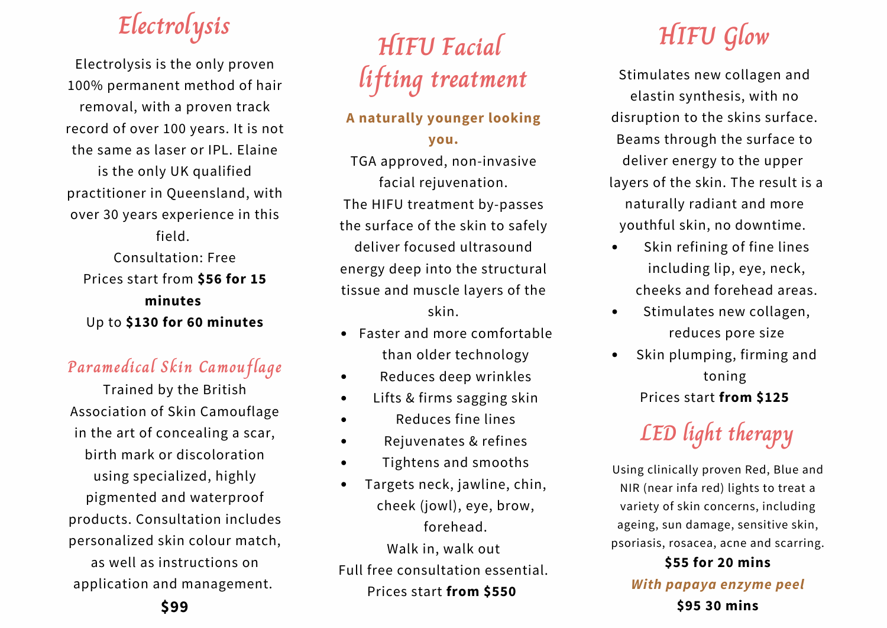## Electrolysis

Electrolysis is the only proven 100% permanent method of hair removal, with a proven track record of over 100 years. It is not the same as laser or IPL. Elaine is the only UK qualified practitioner in Queensland, with over 30 years experience in this field.

Consultation: Free

Prices start from **$56 for 15 minutes**

Up to **$130 for 60 minutes**

## Paramedical Skin Camouflage

Trained by the British Association of Skin Camouflage in the art of concealing a scar, birth mark or discoloration using specialized, highly pigmented and waterproof products. Consultation includes personalized skin colour match, as well as instructions on application and management.

**$99**

## HIFU Facial lifting treatment

**A naturally younger looking you.**

TGA approved, non-invasive facial rejuvenation.

The HIFU treatment by-passes the surface of the skin to safely deliver focused ultrasound energy deep into the structural tissue and muscle layers of the skin.

- Faster and more comfortable than older technology
- Reduces deep wrinkles
- Lifts & firms sagging skin
- Reduces fine lines
- Rejuvenates & refines
- Tightens and smooths
- Targets neck, jawline, chin, cheek (jowl), eye, brow, forehead.

Walk in, walk out

Full free consultation essential.

Prices start **from $550**

## HIFU Glow

Stimulates new collagen and elastin synthesis, with no disruption to the skins surface. Beams through the surface to deliver energy to the upper layers of the skin. The result is a naturally radiant and more youthful skin, no downtime.

- Skin refining of fine lines including lip, eye, neck, cheeks and forehead areas.
- Stimulates new collagen, reduces pore size
- Skin plumping, firming and toning

Prices start **from $125**

## LED light therapy

Using clinically proven Red, Blue and NIR (near infa red) lights to treat a variety of skin concerns, including ageing, sun damage, sensitive skin, psoriasis, rosacea, acne and scarring.

**$55 for 20 mins**

***With papaya enzyme peel***

**$95 30 mins**